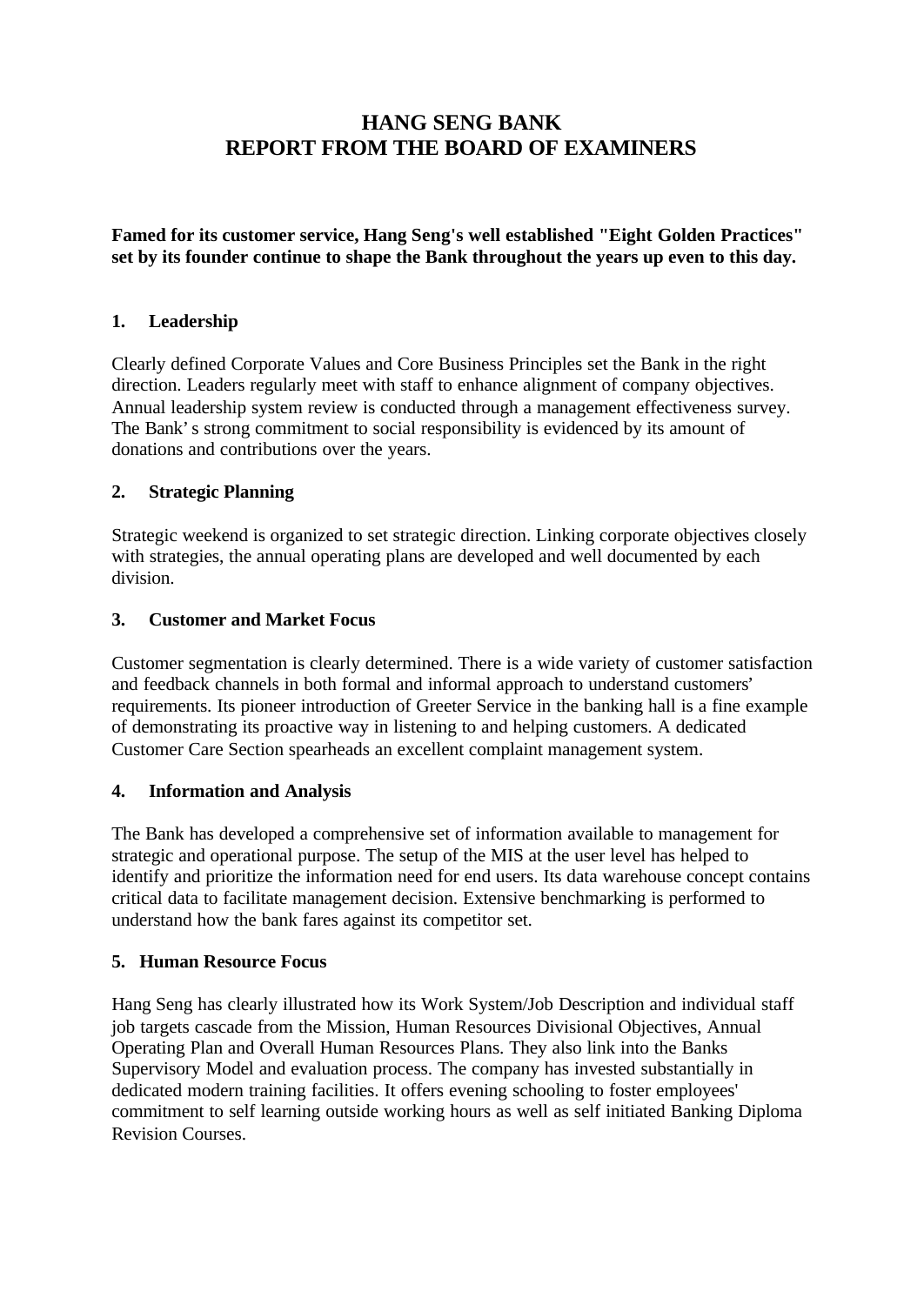# HANG SENG BANK
# REPORT FROM THE BOARD OF EXAMINERS

**Famed for its customer service, Hang Seng's well established "Eight Golden Practices" set by its founder continue to shape the Bank throughout the years up even to this day.**

## 1. Leadership

Clearly defined Corporate Values and Core Business Principles set the Bank in the right direction. Leaders regularly meet with staff to enhance alignment of company objectives. Annual leadership system review is conducted through a management effectiveness survey. The Bank's strong commitment to social responsibility is evidenced by its amount of donations and contributions over the years.

## 2. Strategic Planning

Strategic weekend is organized to set strategic direction. Linking corporate objectives closely with strategies, the annual operating plans are developed and well documented by each division.

## 3. Customer and Market Focus

Customer segmentation is clearly determined. There is a wide variety of customer satisfaction and feedback channels in both formal and informal approach to understand customers' requirements. Its pioneer introduction of Greeter Service in the banking hall is a fine example of demonstrating its proactive way in listening to and helping customers. A dedicated Customer Care Section spearheads an excellent complaint management system.

## 4. Information and Analysis

The Bank has developed a comprehensive set of information available to management for strategic and operational purpose. The setup of the MIS at the user level has helped to identify and prioritize the information need for end users. Its data warehouse concept contains critical data to facilitate management decision. Extensive benchmarking is performed to understand how the bank fares against its competitor set.

## 5. Human Resource Focus

Hang Seng has clearly illustrated how its Work System/Job Description and individual staff job targets cascade from the Mission, Human Resources Divisional Objectives, Annual Operating Plan and Overall Human Resources Plans. They also link into the Banks Supervisory Model and evaluation process. The company has invested substantially in dedicated modern training facilities. It offers evening schooling to foster employees' commitment to self learning outside working hours as well as self initiated Banking Diploma Revision Courses.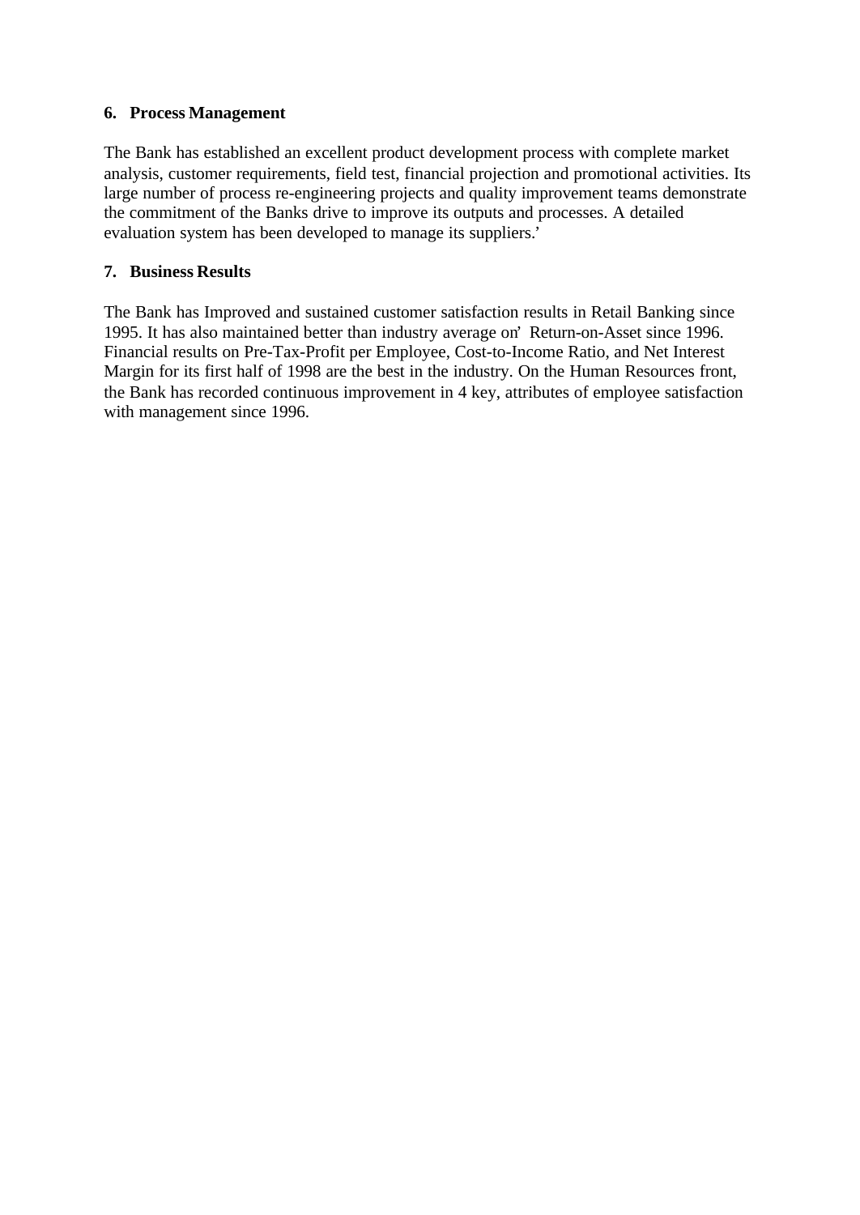## 6. Process Management

The Bank has established an excellent product development process with complete market analysis, customer requirements, field test, financial projection and promotional activities. Its large number of process re-engineering projects and quality improvement teams demonstrate the commitment of the Banks drive to improve its outputs and processes. A detailed evaluation system has been developed to manage its suppliers.'

## 7. Business Results

The Bank has Improved and sustained customer satisfaction results in Retail Banking since 1995. It has also maintained better than industry average on' Return-on-Asset since 1996. Financial results on Pre-Tax-Profit per Employee, Cost-to-Income Ratio, and Net Interest Margin for its first half of 1998 are the best in the industry. On the Human Resources front, the Bank has recorded continuous improvement in 4 key, attributes of employee satisfaction with management since 1996.